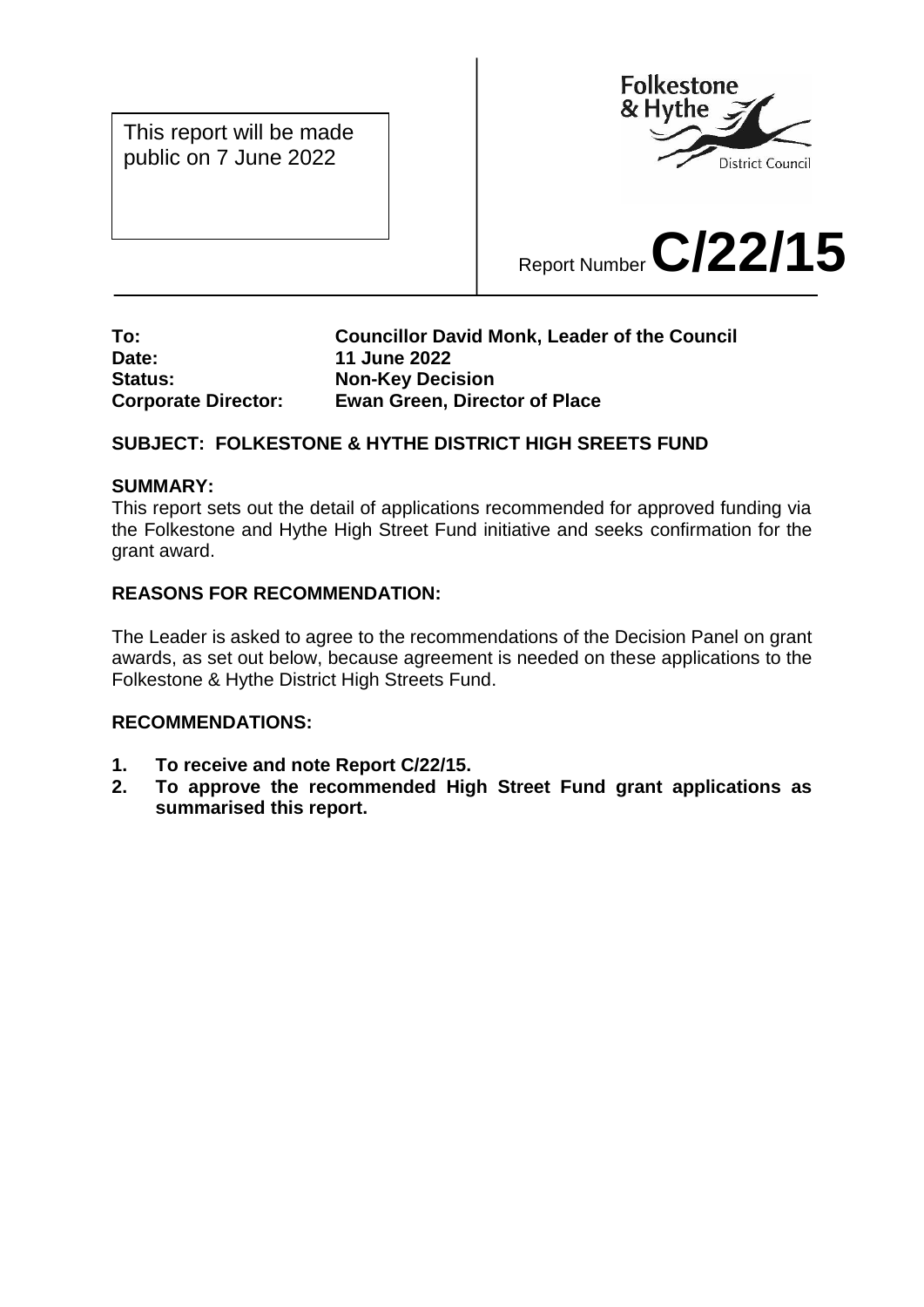This report will be made public on 7 June 2022

Folkestone & Hythe District Council

Report Number **C/22/15**

| | |
|---|---|
| **To:** | **Councillor David Monk, Leader of the Council** |
| **Date:** | **11 June 2022** |
| **Status:** | **Non-Key Decision** |
| **Corporate Director:** | **Ewan Green, Director of Place** |

**SUBJECT: FOLKESTONE & HYTHE DISTRICT HIGH SREETS FUND**

**SUMMARY:**

This report sets out the detail of applications recommended for approved funding via the Folkestone and Hythe High Street Fund initiative and seeks confirmation for the grant award.

**REASONS FOR RECOMMENDATION:**

The Leader is asked to agree to the recommendations of the Decision Panel on grant awards, as set out below, because agreement is needed on these applications to the Folkestone & Hythe District High Streets Fund.

**RECOMMENDATIONS:**

1. **To receive and note Report C/22/15.**
2. **To approve the recommended High Street Fund grant applications as summarised this report.**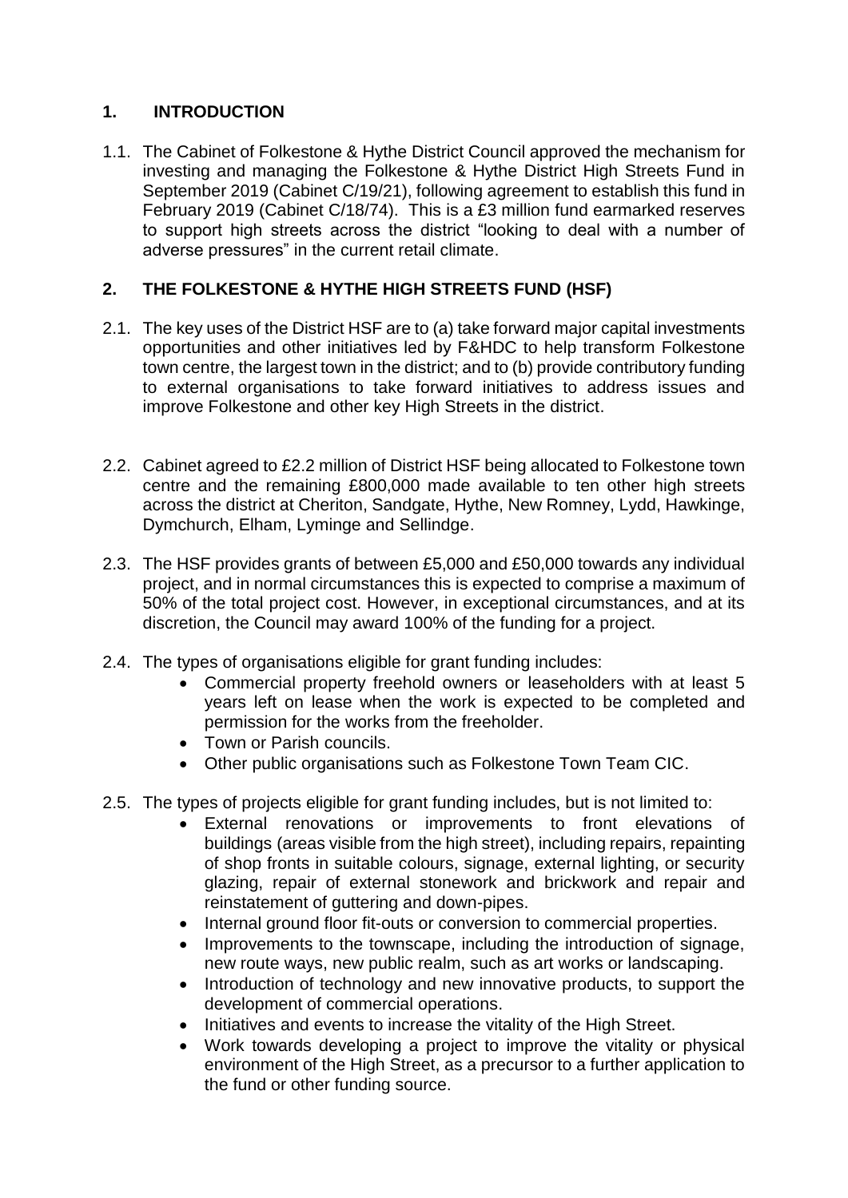## 1. INTRODUCTION

1.1. The Cabinet of Folkestone & Hythe District Council approved the mechanism for investing and managing the Folkestone & Hythe District High Streets Fund in September 2019 (Cabinet C/19/21), following agreement to establish this fund in February 2019 (Cabinet C/18/74). This is a £3 million fund earmarked reserves to support high streets across the district "looking to deal with a number of adverse pressures" in the current retail climate.

## 2. THE FOLKESTONE & HYTHE HIGH STREETS FUND (HSF)

2.1. The key uses of the District HSF are to (a) take forward major capital investments opportunities and other initiatives led by F&HDC to help transform Folkestone town centre, the largest town in the district; and to (b) provide contributory funding to external organisations to take forward initiatives to address issues and improve Folkestone and other key High Streets in the district.

2.2. Cabinet agreed to £2.2 million of District HSF being allocated to Folkestone town centre and the remaining £800,000 made available to ten other high streets across the district at Cheriton, Sandgate, Hythe, New Romney, Lydd, Hawkinge, Dymchurch, Elham, Lyminge and Sellindge.

2.3. The HSF provides grants of between £5,000 and £50,000 towards any individual project, and in normal circumstances this is expected to comprise a maximum of 50% of the total project cost. However, in exceptional circumstances, and at its discretion, the Council may award 100% of the funding for a project.

2.4. The types of organisations eligible for grant funding includes:

- Commercial property freehold owners or leaseholders with at least 5 years left on lease when the work is expected to be completed and permission for the works from the freeholder.
- Town or Parish councils.
- Other public organisations such as Folkestone Town Team CIC.

2.5. The types of projects eligible for grant funding includes, but is not limited to:

- External renovations or improvements to front elevations of buildings (areas visible from the high street), including repairs, repainting of shop fronts in suitable colours, signage, external lighting, or security glazing, repair of external stonework and brickwork and repair and reinstatement of guttering and down-pipes.
- Internal ground floor fit-outs or conversion to commercial properties.
- Improvements to the townscape, including the introduction of signage, new route ways, new public realm, such as art works or landscaping.
- Introduction of technology and new innovative products, to support the development of commercial operations.
- Initiatives and events to increase the vitality of the High Street.
- Work towards developing a project to improve the vitality or physical environment of the High Street, as a precursor to a further application to the fund or other funding source.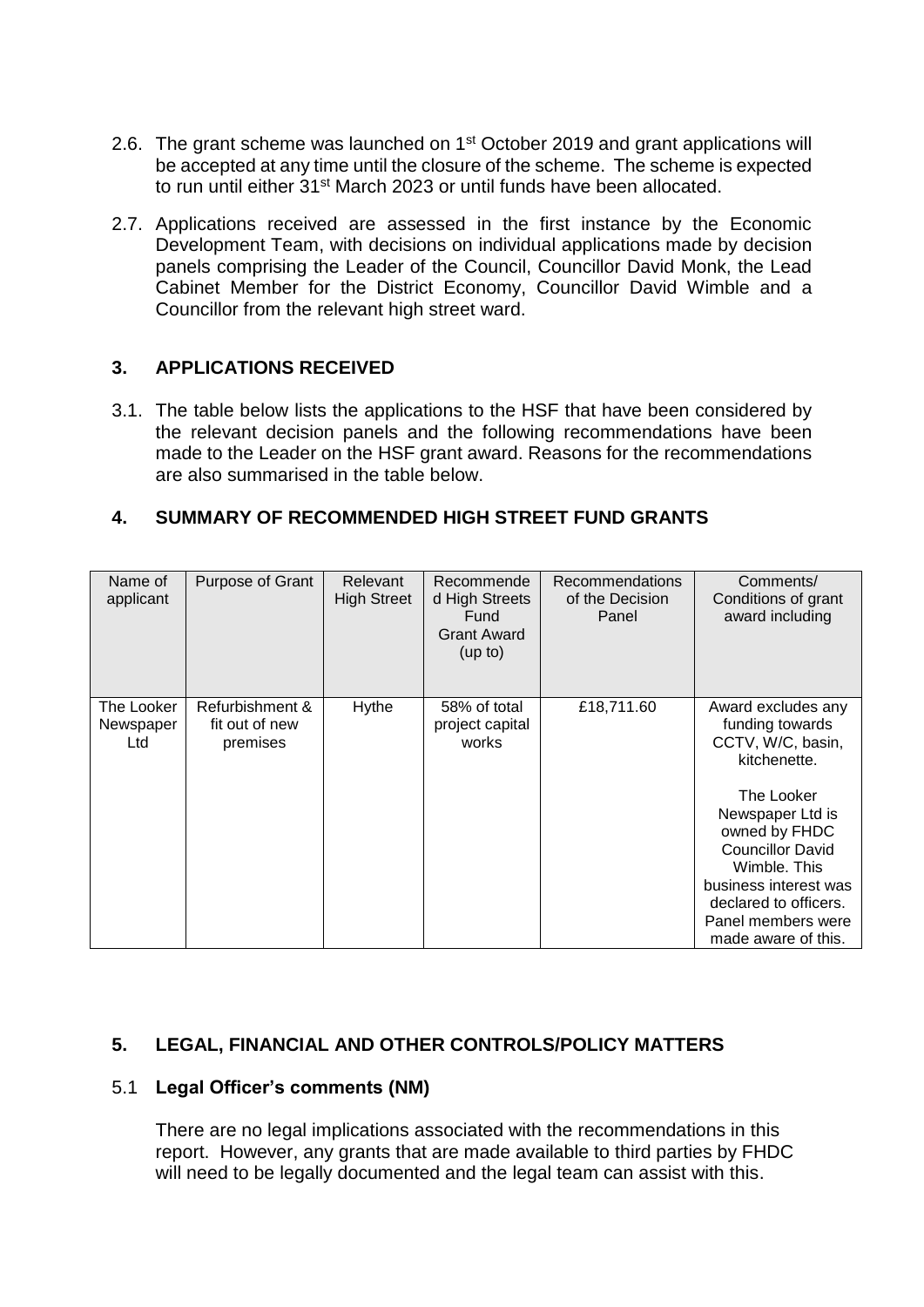2.6. The grant scheme was launched on 1st October 2019 and grant applications will be accepted at any time until the closure of the scheme. The scheme is expected to run until either 31st March 2023 or until funds have been allocated.

2.7. Applications received are assessed in the first instance by the Economic Development Team, with decisions on individual applications made by decision panels comprising the Leader of the Council, Councillor David Monk, the Lead Cabinet Member for the District Economy, Councillor David Wimble and a Councillor from the relevant high street ward.

## 3. APPLICATIONS RECEIVED

3.1. The table below lists the applications to the HSF that have been considered by the relevant decision panels and the following recommendations have been made to the Leader on the HSF grant award. Reasons for the recommendations are also summarised in the table below.

## 4. SUMMARY OF RECOMMENDED HIGH STREET FUND GRANTS

| Name of applicant | Purpose of Grant | Relevant High Street | Recommended High Streets Fund Grant Award (up to) | Recommendations of the Decision Panel | Comments/ Conditions of grant award including |
|---|---|---|---|---|---|
| The Looker Newspaper Ltd | Refurbishment & fit out of new premises | Hythe | 58% of total project capital works | £18,711.60 | Award excludes any funding towards CCTV, W/C, basin, kitchenette.<br><br>The Looker Newspaper Ltd is owned by FHDC Councillor David Wimble. This business interest was declared to officers. Panel members were made aware of this. |

## 5. LEGAL, FINANCIAL AND OTHER CONTROLS/POLICY MATTERS

### 5.1 **Legal Officer's comments (NM)**

There are no legal implications associated with the recommendations in this report. However, any grants that are made available to third parties by FHDC will need to be legally documented and the legal team can assist with this.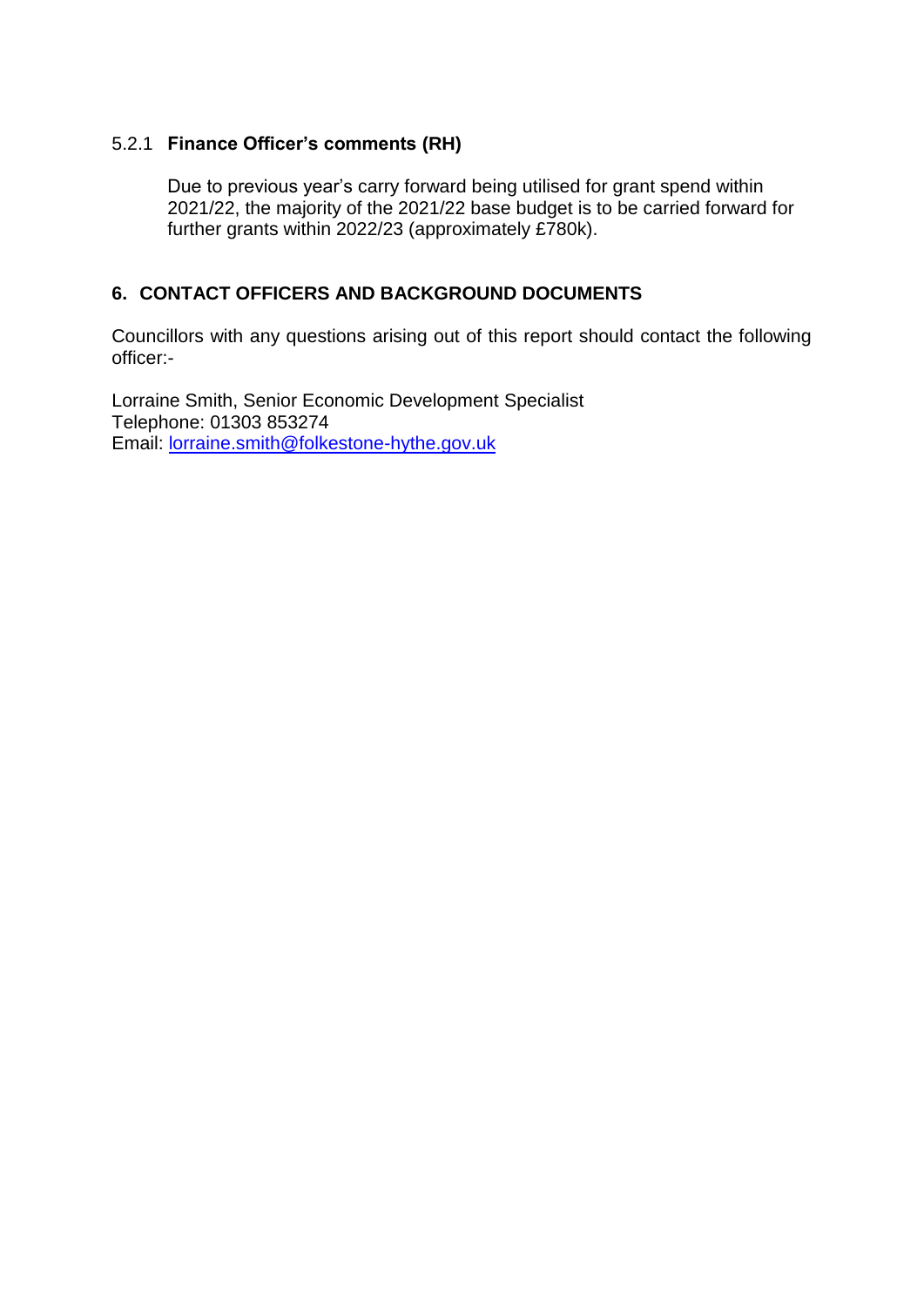5.2.1 **Finance Officer's comments (RH)**

Due to previous year's carry forward being utilised for grant spend within 2021/22, the majority of the 2021/22 base budget is to be carried forward for further grants within 2022/23 (approximately £780k).

## 6. CONTACT OFFICERS AND BACKGROUND DOCUMENTS

Councillors with any questions arising out of this report should contact the following officer:-

Lorraine Smith, Senior Economic Development Specialist
Telephone: 01303 853274
Email: lorraine.smith@folkestone-hythe.gov.uk